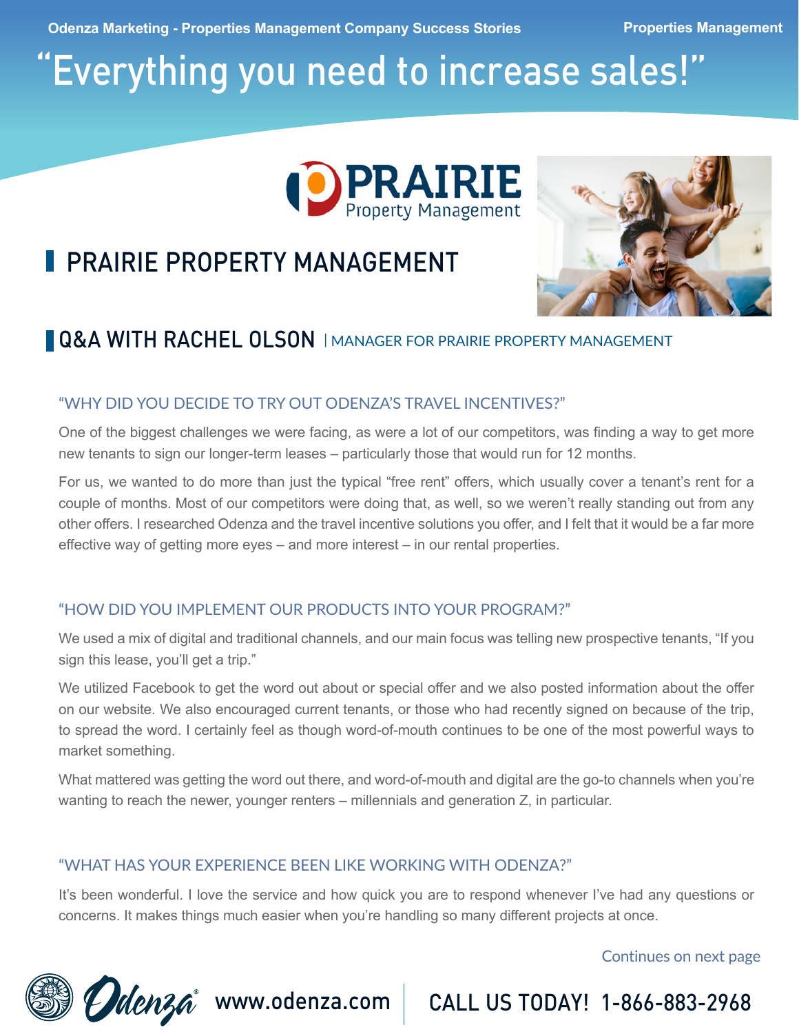Odenza Marketing - Properties Management Company Success Stories

Properties Management

# "Everything you need to increase sales!"

PRAIRIE Property Management

## PRAIRIE PROPERTY MANAGEMENT

## Q&A WITH RACHEL OLSON | MANAGER FOR PRAIRIE PROPERTY MANAGEMENT

### "WHY DID YOU DECIDE TO TRY OUT ODENZA'S TRAVEL INCENTIVES?"

One of the biggest challenges we were facing, as were a lot of our competitors, was finding a way to get more new tenants to sign our longer-term leases – particularly those that would run for 12 months.

For us, we wanted to do more than just the typical "free rent" offers, which usually cover a tenant's rent for a couple of months. Most of our competitors were doing that, as well, so we weren't really standing out from any other offers. I researched Odenza and the travel incentive solutions you offer, and I felt that it would be a far more effective way of getting more eyes – and more interest – in our rental properties.

### "HOW DID YOU IMPLEMENT OUR PRODUCTS INTO YOUR PROGRAM?"

We used a mix of digital and traditional channels, and our main focus was telling new prospective tenants, "If you sign this lease, you'll get a trip."

We utilized Facebook to get the word out about or special offer and we also posted information about the offer on our website. We also encouraged current tenants, or those who had recently signed on because of the trip, to spread the word. I certainly feel as though word-of-mouth continues to be one of the most powerful ways to market something.

What mattered was getting the word out there, and word-of-mouth and digital are the go-to channels when you're wanting to reach the newer, younger renters – millennials and generation Z, in particular.

### "WHAT HAS YOUR EXPERIENCE BEEN LIKE WORKING WITH ODENZA?"

It's been wonderful. I love the service and how quick you are to respond whenever I've had any questions or concerns. It makes things much easier when you're handling so many different projects at once.

Continues on next page

Odenza® www.odenza.com | CALL US TODAY! 1-866-883-2968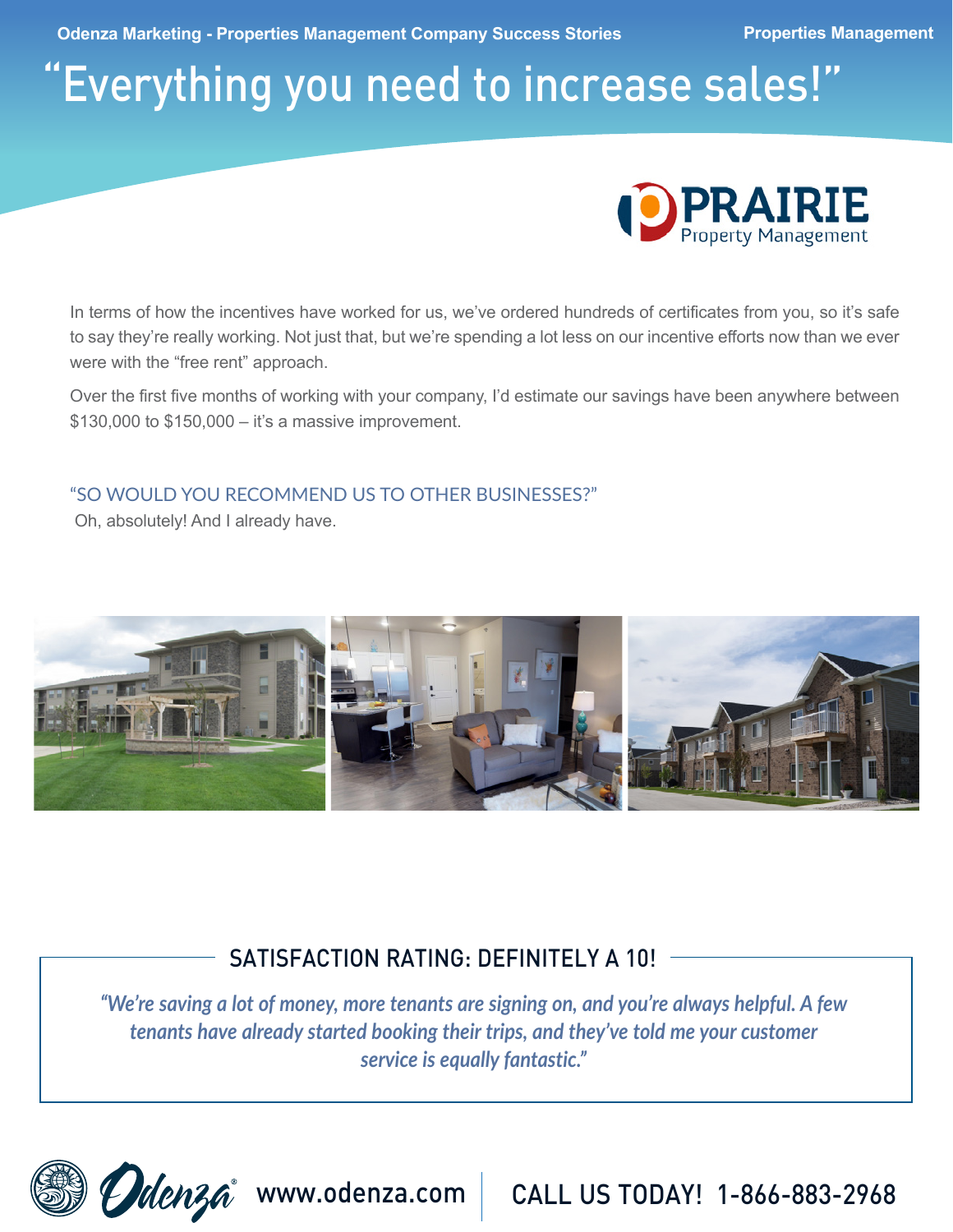# "Everything you need to increase sales!"

In terms of how the incentives have worked for us, we've ordered hundreds of certificates from you, so it's safe to say they're really working. Not just that, but we're spending a lot less on our incentive efforts now than we ever were with the "free rent" approach.

Over the first five months of working with your company, I'd estimate our savings have been anywhere between $130,000 to $150,000 – it's a massive improvement.

"SO WOULD YOU RECOMMEND US TO OTHER BUSINESSES?"

Oh, absolutely! And I already have.

## SATISFACTION RATING: DEFINITELY A 10!

*"We're saving a lot of money, more tenants are signing on, and you're always helpful. A few tenants have already started booking their trips, and they've told me your customer service is equally fantastic."*

www.odenza.com | CALL US TODAY! 1-866-883-2968